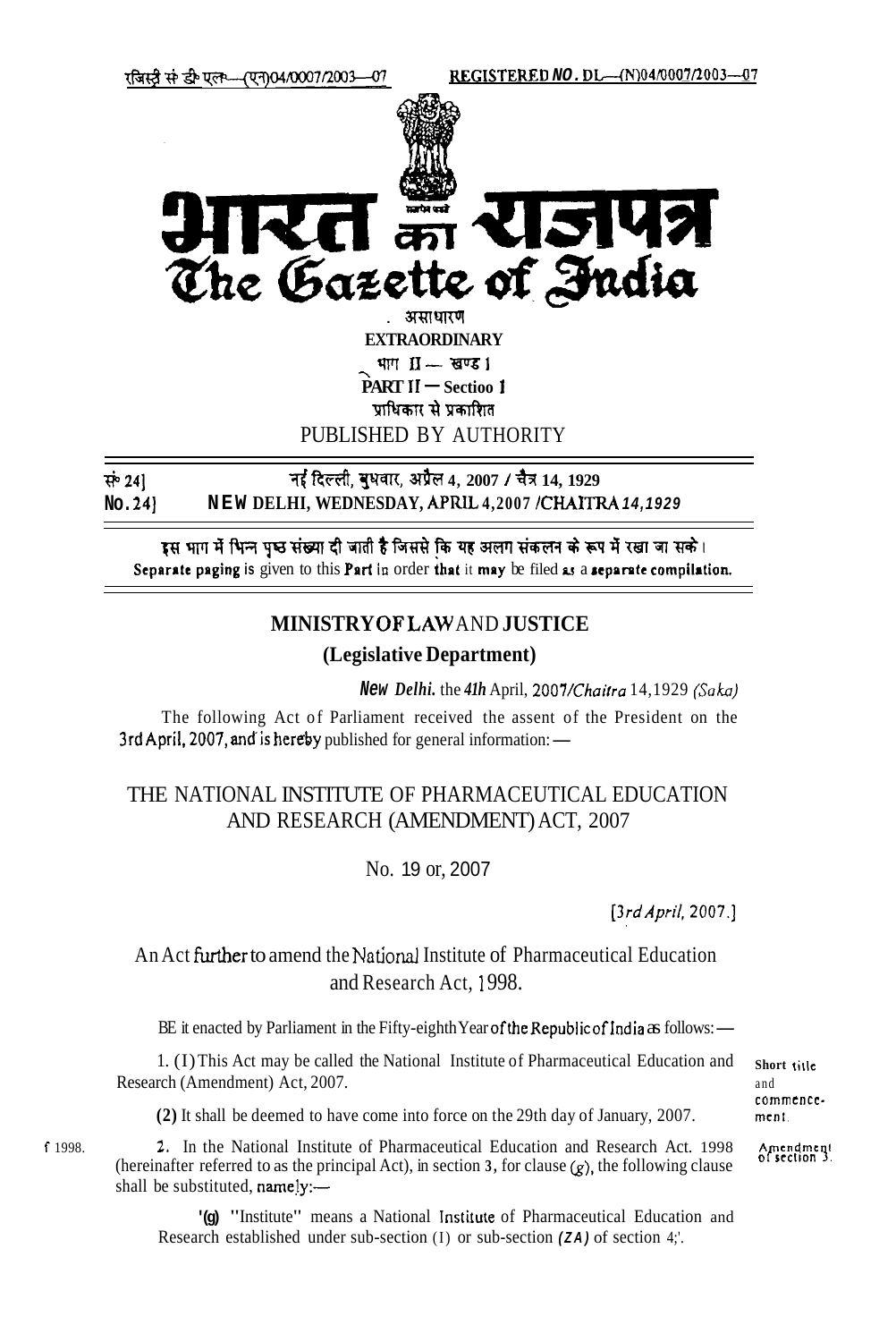रजिस्ट्री सं॰ डी॰ एल॰—(एन)04/0007/2003—07 REGISTERED NO. DL—(N)04/0007/2003—07

# भारत का राजपत्र
# The Gazette of India

असाधारण
**EXTRAORDINARY**
भाग II — खण्ड 1
**PART II — Sectioo 1**
प्राधिकार से प्रकाशित
PUBLISHED BY AUTHORITY

सं॰ 24] नई दिल्ली, बुधवार, अप्रैल 4, 2007 / चैत्र 14, 1929
**No. 24] NEW DELHI, WEDNESDAY, APRIL 4, 2007 / CHAITRA 14, 1929**

इस भाग में भिन्न पृष्ठ संख्या दी जाती है जिससे कि यह अलग संकलन के रूप में रखा जा सके।
Separate paging is given to this Part in order that it may be filed as a separate compilation.

## MINISTRY OF LAW AND JUSTICE
### (Legislative Department)

*New Delhi*, the 4th April, 2007/*Chaitra* 14, 1929 *(Saka)*

The following Act of Parliament received the assent of the President on the 3rd April, 2007, and is hereby published for general information:—

## THE NATIONAL INSTITUTE OF PHARMACEUTICAL EDUCATION AND RESEARCH (AMENDMENT) ACT, 2007

No. 19 of, 2007

[*3rd April, 2007.*]

An Act further to amend the National Institute of Pharmaceutical Education and Research Act, 1998.

BE it enacted by Parliament in the Fifty-eighth Year of the Republic of India as follows:—

*Short title and commencement.*

1. (1) This Act may be called the National Institute of Pharmaceutical Education and Research (Amendment) Act, 2007.

**(2)** It shall be deemed to have come into force on the 29th day of January, 2007.

*Amendment of section 3.*

2. In the National Institute of Pharmaceutical Education and Research Act. 1998 (hereinafter referred to as the principal Act), in section 3, for clause (*g*), the following clause shall be substituted, namely:—

'(*g*) "Institute" means a National Institute of Pharmaceutical Education and Research established under sub-section (1) or sub-section *(2A)* of section 4;'.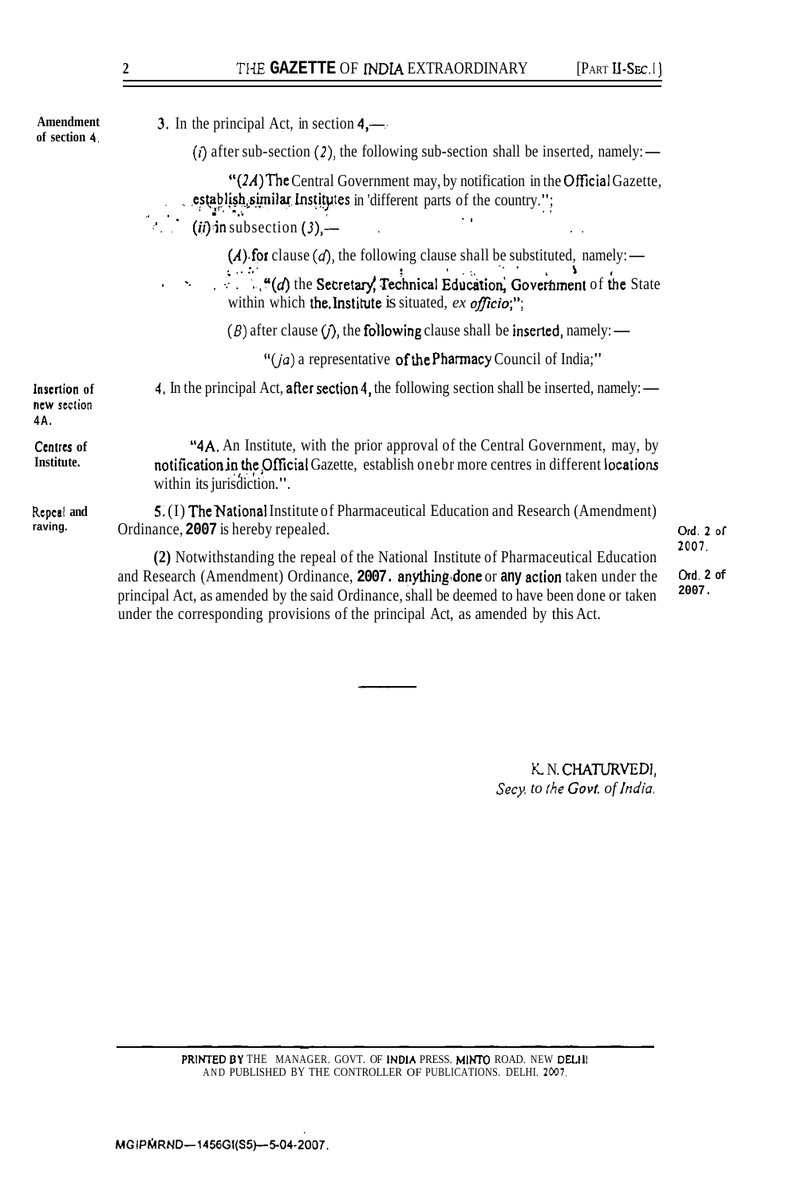**Amendment of section 4.**

3. In the principal Act, in section 4,—

(*i*) after sub-section (*2*), the following sub-section shall be inserted, namely:—

"(*2A*) The Central Government may, by notification in the Official Gazette, establish similar Institutes in different parts of the country.";

(*ii*) in subsection (*3*),—

(*A*) for clause (*d*), the following clause shall be substituted, namely:—

"(*d*) the Secretary, Technical Education, Government of the State within which the Institute is situated, *ex officio*;";

(*B*) after clause (*j*), the following clause shall be inserted, namely:—

"(*ja*) a representative of the Pharmacy Council of India;"

**Insertion of new section 4A.**

4. In the principal Act, after section 4, the following section shall be inserted, namely:—

**Centres of Institute.**

"4A. An Institute, with the prior approval of the Central Government, may, by notification in the Official Gazette, establish one or more centres in different locations within its jurisdiction.".

**Repeal and saving.**

5. (1) The National Institute of Pharmaceutical Education and Research (Amendment) Ordinance, 2007 is hereby repealed. *Ord. 2 of 2007.*

(2) Notwithstanding the repeal of the National Institute of Pharmaceutical Education and Research (Amendment) Ordinance, 2007, anything done or any action taken under the principal Act, as amended by the said Ordinance, shall be deemed to have been done or taken under the corresponding provisions of the principal Act, as amended by this Act. *Ord. 2 of 2007.*

---

K. N. CHATURVEDI,
*Secy. to the Govt. of India.*

PRINTED BY THE MANAGER, GOVT. OF INDIA PRESS, MINTO ROAD, NEW DELHI AND PUBLISHED BY THE CONTROLLER OF PUBLICATIONS, DELHI, 2007.

MGIPMRND—1456GI(S5)—5-04-2007.